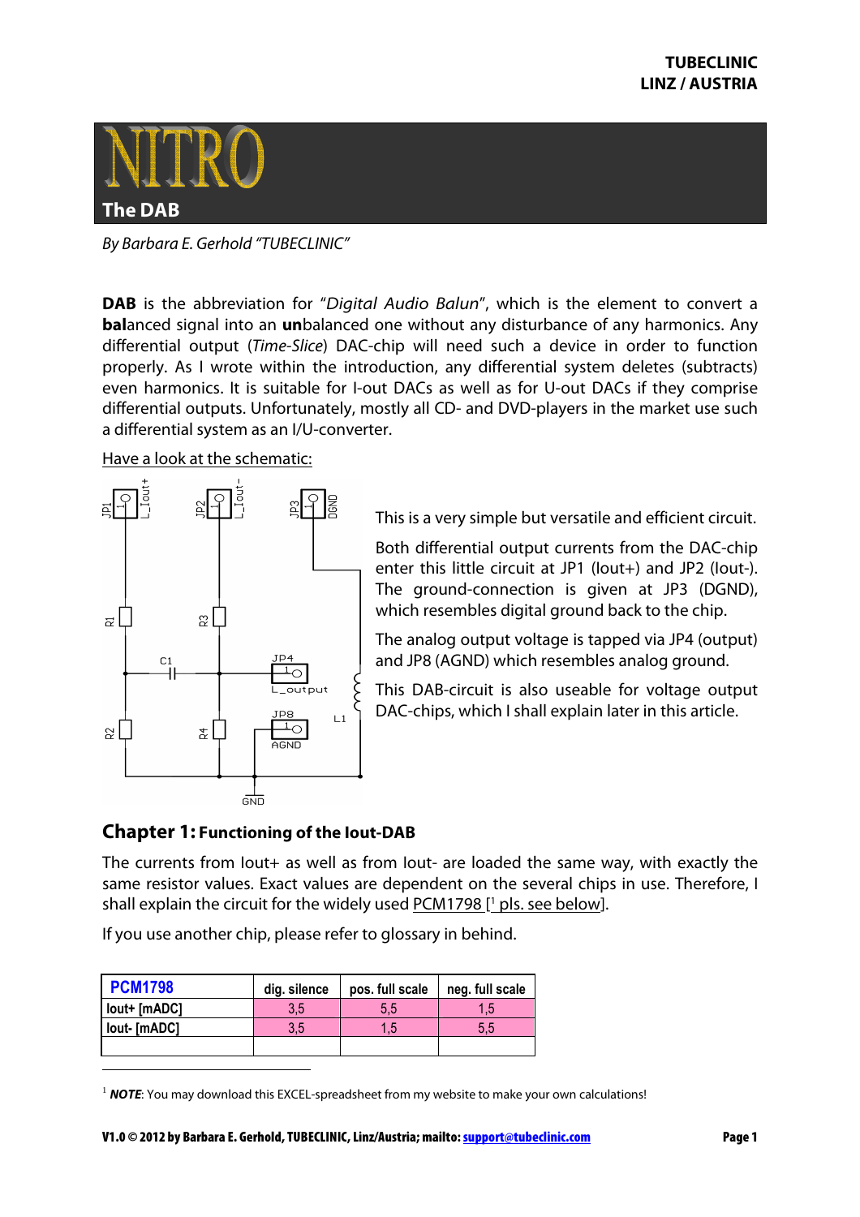# NITRO

## The DAB

*By Barbara E. Gerhold "TUBECLINIC"*

**DAB** is the abbreviation for "*Digital Audio Balun*", which is the element to convert a **bal**anced signal into an **un**balanced one without any disturbance of any harmonics. Any differential output (*Time-Slice*) DAC-chip will need such a device in order to function properly. As I wrote within the introduction, any differential system deletes (subtracts) even harmonics. It is suitable for I-out DACs as well as for U-out DACs if they comprise differential outputs. Unfortunately, mostly all CD- and DVD-players in the market use such a differential system as an I/U-converter.

Have a look at the schematic:

This is a very simple but versatile and efficient circuit.

Both differential output currents from the DAC-chip enter this little circuit at JP1 (Iout+) and JP2 (Iout-). The ground-connection is given at JP3 (DGND), which resembles digital ground back to the chip.

The analog output voltage is tapped via JP4 (output) and JP8 (AGND) which resembles analog ground.

This DAB-circuit is also useable for voltage output DAC-chips, which I shall explain later in this article.

## Chapter 1: Functioning of the Iout-DAB

The currents from Iout+ as well as from Iout- are loaded the same way, with exactly the same resistor values. Exact values are dependent on the several chips in use. Therefore, I shall explain the circuit for the widely used PCM1798 [[1] pls. see below].

If you use another chip, please refer to glossary in behind.

| PCM1798 | dig. silence | pos. full scale | neg. full scale |
|---|---|---|---|
| Iout+ [mADC] | 3,5 | 5,5 | 1,5 |
| Iout- [mADC] | 3,5 | 1,5 | 5,5 |
| | | | |

[1] ***NOTE***: You may download this EXCEL-spreadsheet from my website to make your own calculations!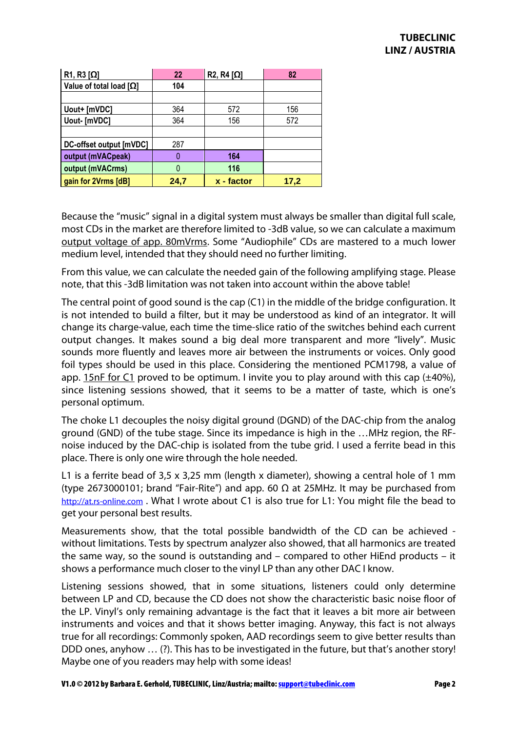| R1, R3 [Ω] | 22 | R2, R4 [Ω] | 82 |
|---|---|---|---|
| Value of total load [Ω] | 104 | | |
| | | | |
| Uout+ [mVDC] | 364 | 572 | 156 |
| Uout- [mVDC] | 364 | 156 | 572 |
| | | | |
| DC-offset output [mVDC] | 287 | | |
| output (mVACpeak) | 0 | 164 | |
| output (mVACrms) | 0 | 116 | |
| gain for 2Vrms [dB] | 24,7 | x - factor | 17,2 |

Because the "music" signal in a digital system must always be smaller than digital full scale, most CDs in the market are therefore limited to -3dB value, so we can calculate a maximum output voltage of app. 80mVrms. Some "Audiophile" CDs are mastered to a much lower medium level, intended that they should need no further limiting.

From this value, we can calculate the needed gain of the following amplifying stage. Please note, that this -3dB limitation was not taken into account within the above table!

The central point of good sound is the cap (C1) in the middle of the bridge configuration. It is not intended to build a filter, but it may be understood as kind of an integrator. It will change its charge-value, each time the time-slice ratio of the switches behind each current output changes. It makes sound a big deal more transparent and more "lively". Music sounds more fluently and leaves more air between the instruments or voices. Only good foil types should be used in this place. Considering the mentioned PCM1798, a value of app. 15nF for C1 proved to be optimum. I invite you to play around with this cap (±40%), since listening sessions showed, that it seems to be a matter of taste, which is one's personal optimum.

The choke L1 decouples the noisy digital ground (DGND) of the DAC-chip from the analog ground (GND) of the tube stage. Since its impedance is high in the …MHz region, the RF-noise induced by the DAC-chip is isolated from the tube grid. I used a ferrite bead in this place. There is only one wire through the hole needed.

L1 is a ferrite bead of 3,5 x 3,25 mm (length x diameter), showing a central hole of 1 mm (type 2673000101; brand "Fair-Rite") and app. 60 Ω at 25MHz. It may be purchased from http://at.rs-online.com . What I wrote about C1 is also true for L1: You might file the bead to get your personal best results.

Measurements show, that the total possible bandwidth of the CD can be achieved - without limitations. Tests by spectrum analyzer also showed, that all harmonics are treated the same way, so the sound is outstanding and – compared to other HiEnd products – it shows a performance much closer to the vinyl LP than any other DAC I know.

Listening sessions showed, that in some situations, listeners could only determine between LP and CD, because the CD does not show the characteristic basic noise floor of the LP. Vinyl's only remaining advantage is the fact that it leaves a bit more air between instruments and voices and that it shows better imaging. Anyway, this fact is not always true for all recordings: Commonly spoken, AAD recordings seem to give better results than DDD ones, anyhow … (?). This has to be investigated in the future, but that's another story! Maybe one of you readers may help with some ideas!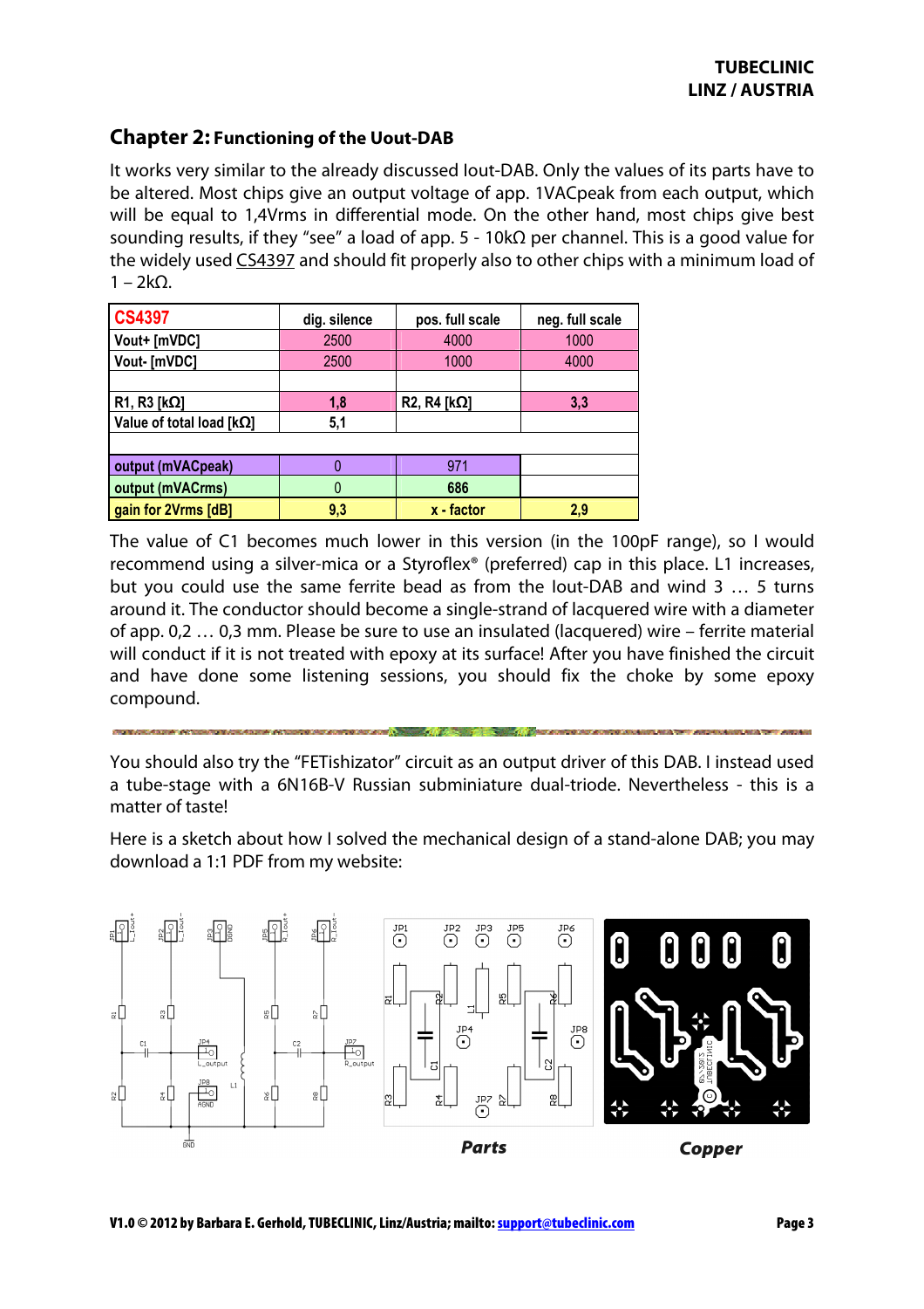## Chapter 2: Functioning of the Uout-DAB

It works very similar to the already discussed Iout-DAB. Only the values of its parts have to be altered. Most chips give an output voltage of app. 1VACpeak from each output, which will be equal to 1,4Vrms in differential mode. On the other hand, most chips give best sounding results, if they "see" a load of app. 5 - 10kΩ per channel. This is a good value for the widely used CS4397 and should fit properly also to other chips with a minimum load of 1 – 2kΩ.

| CS4397 | dig. silence | pos. full scale | neg. full scale |
|---|---|---|---|
| Vout+ [mVDC] | 2500 | 4000 | 1000 |
| Vout- [mVDC] | 2500 | 1000 | 4000 |
| | | | |
| R1, R3 [kΩ] | 1,8 | R2, R4 [kΩ] | 3,3 |
| Value of total load [kΩ] | 5,1 | | |
| | | | |
| output (mVACpeak) | 0 | 971 | |
| output (mVACrms) | 0 | 686 | |
| gain for 2Vrms [dB] | 9,3 | x - factor | 2,9 |

The value of C1 becomes much lower in this version (in the 100pF range), so I would recommend using a silver-mica or a Styroflex® (preferred) cap in this place. L1 increases, but you could use the same ferrite bead as from the Iout-DAB and wind 3 … 5 turns around it. The conductor should become a single-strand of lacquered wire with a diameter of app. 0,2 … 0,3 mm. Please be sure to use an insulated (lacquered) wire – ferrite material will conduct if it is not treated with epoxy at its surface! After you have finished the circuit and have done some listening sessions, you should fix the choke by some epoxy compound.

You should also try the "FETishizator" circuit as an output driver of this DAB. I instead used a tube-stage with a 6N16B-V Russian subminiature dual-triode. Nevertheless - this is a matter of taste!

Here is a sketch about how I solved the mechanical design of a stand-alone DAB; you may download a 1:1 PDF from my website:

*Parts* *Copper*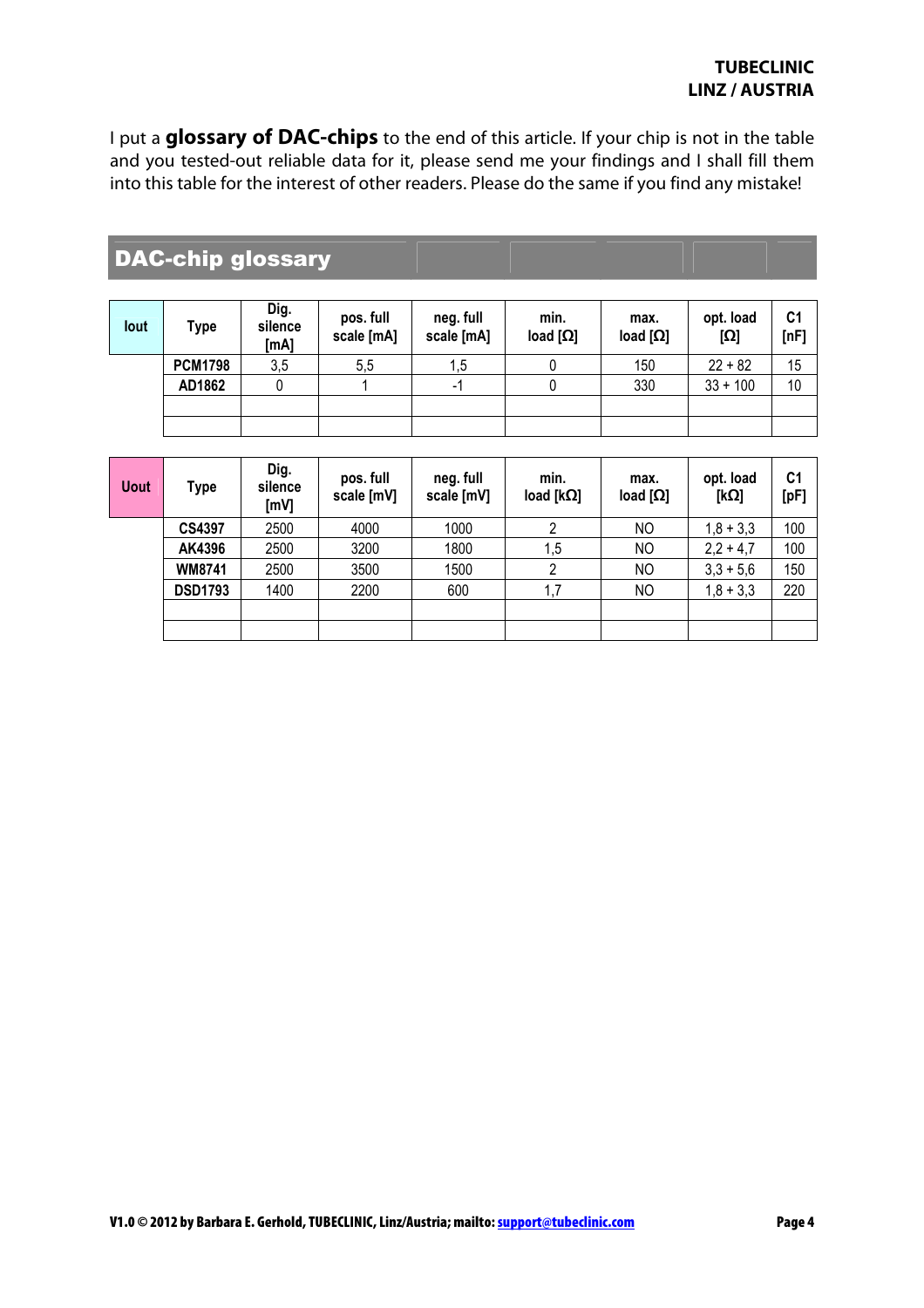I put a **glossary of DAC-chips** to the end of this article. If your chip is not in the table and you tested-out reliable data for it, please send me your findings and I shall fill them into this table for the interest of other readers. Please do the same if you find any mistake!

## DAC-chip glossary

| Iout | Type | Dig. silence [mA] | pos. full scale [mA] | neg. full scale [mA] | min. load [Ω] | max. load [Ω] | opt. load [Ω] | C1 [nF] |
|---|---|---|---|---|---|---|---|---|
| | **PCM1798** | 3,5 | 5,5 | 1,5 | 0 | 150 | 22 + 82 | 15 |
| | **AD1862** | 0 | 1 | -1 | 0 | 330 | 33 + 100 | 10 |
| | | | | | | | | |
| | | | | | | | | |

| Uout | Type | Dig. silence [mV] | pos. full scale [mV] | neg. full scale [mV] | min. load [kΩ] | max. load [Ω] | opt. load [kΩ] | C1 [pF] |
|---|---|---|---|---|---|---|---|---|
| | **CS4397** | 2500 | 4000 | 1000 | 2 | NO | 1,8 + 3,3 | 100 |
| | **AK4396** | 2500 | 3200 | 1800 | 1,5 | NO | 2,2 + 4,7 | 100 |
| | **WM8741** | 2500 | 3500 | 1500 | 2 | NO | 3,3 + 5,6 | 150 |
| | **DSD1793** | 1400 | 2200 | 600 | 1,7 | NO | 1,8 + 3,3 | 220 |
| | | | | | | | | |
| | | | | | | | | |

V1.0 © 2012 by Barbara E. Gerhold, TUBECLINIC, Linz/Austria; mailto: support@tubeclinic.com